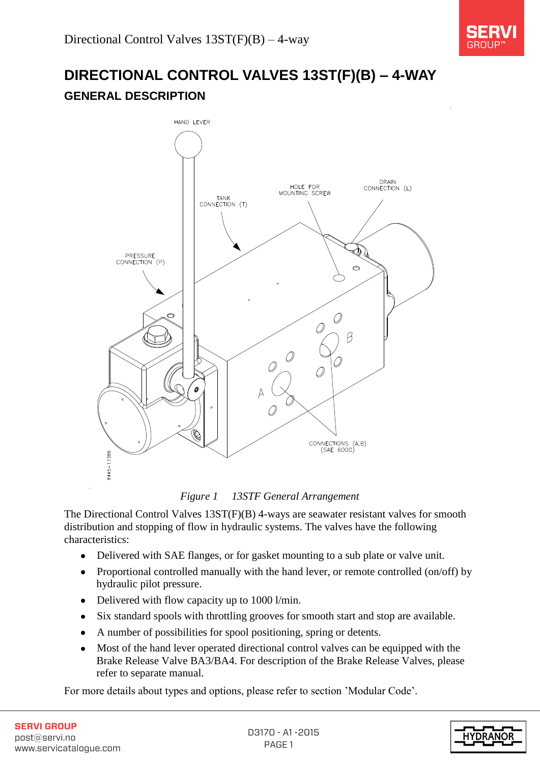# DIRECTIONAL CONTROL VALVES 13ST(F)(B) – 4-WAY

## GENERAL DESCRIPTION

*Figure 1 13STF General Arrangement*

The Directional Control Valves 13ST(F)(B) 4-ways are seawater resistant valves for smooth distribution and stopping of flow in hydraulic systems. The valves have the following characteristics:

- Delivered with SAE flanges, or for gasket mounting to a sub plate or valve unit.
- Proportional controlled manually with the hand lever, or remote controlled (on/off) by hydraulic pilot pressure.
- Delivered with flow capacity up to 1000 l/min.
- Six standard spools with throttling grooves for smooth start and stop are available.
- A number of possibilities for spool positioning, spring or detents.
- Most of the hand lever operated directional control valves can be equipped with the Brake Release Valve BA3/BA4. For description of the Brake Release Valves, please refer to separate manual.

For more details about types and options, please refer to section 'Modular Code'.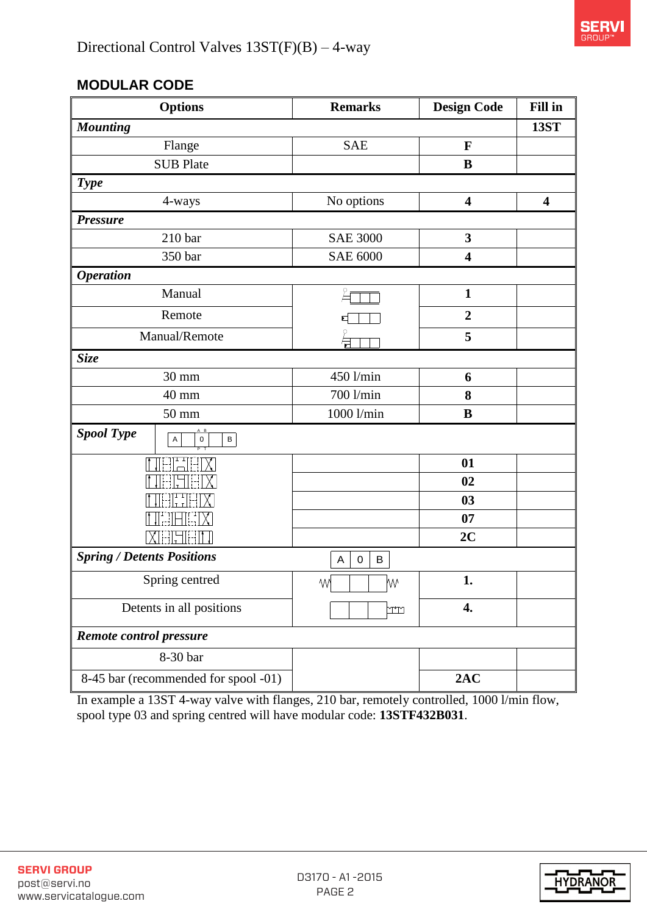Directional Control Valves 13ST(F)(B) – 4-way

## MODULAR CODE

| Options | Remarks | Design Code | Fill in |
|---|---|---|---|
| ***Mounting*** | | | **13ST** |
| Flange | SAE | **F** | |
| SUB Plate | | **B** | |
| ***Type*** | | | |
| 4-ways | No options | **4** | **4** |
| ***Pressure*** | | | |
| 210 bar | SAE 3000 | **3** | |
| 350 bar | SAE 6000 | **4** | |
| ***Operation*** | | | |
| Manual | | **1** | |
| Remote | | **2** | |
| Manual/Remote | | **5** | |
| ***Size*** | | | |
| 30 mm | 450 l/min | **6** | |
| 40 mm | 700 l/min | **8** | |
| 50 mm | 1000 l/min | **B** | |
| ***Spool Type*** (A 0 B) | | | |
| | | **01** | |
| | | **02** | |
| | | **03** | |
| | | **07** | |
| | | **2C** | |
| ***Spring / Detents Positions*** (A 0 B) | | | |
| Spring centred | | **1.** | |
| Detents in all positions | | **4.** | |
| ***Remote control pressure*** | | | |
| 8-30 bar | | | |
| 8-45 bar (recommended for spool -01) | | **2AC** | |

In example a 13ST 4-way valve with flanges, 210 bar, remotely controlled, 1000 l/min flow, spool type 03 and spring centred will have modular code: **13STF432B031**.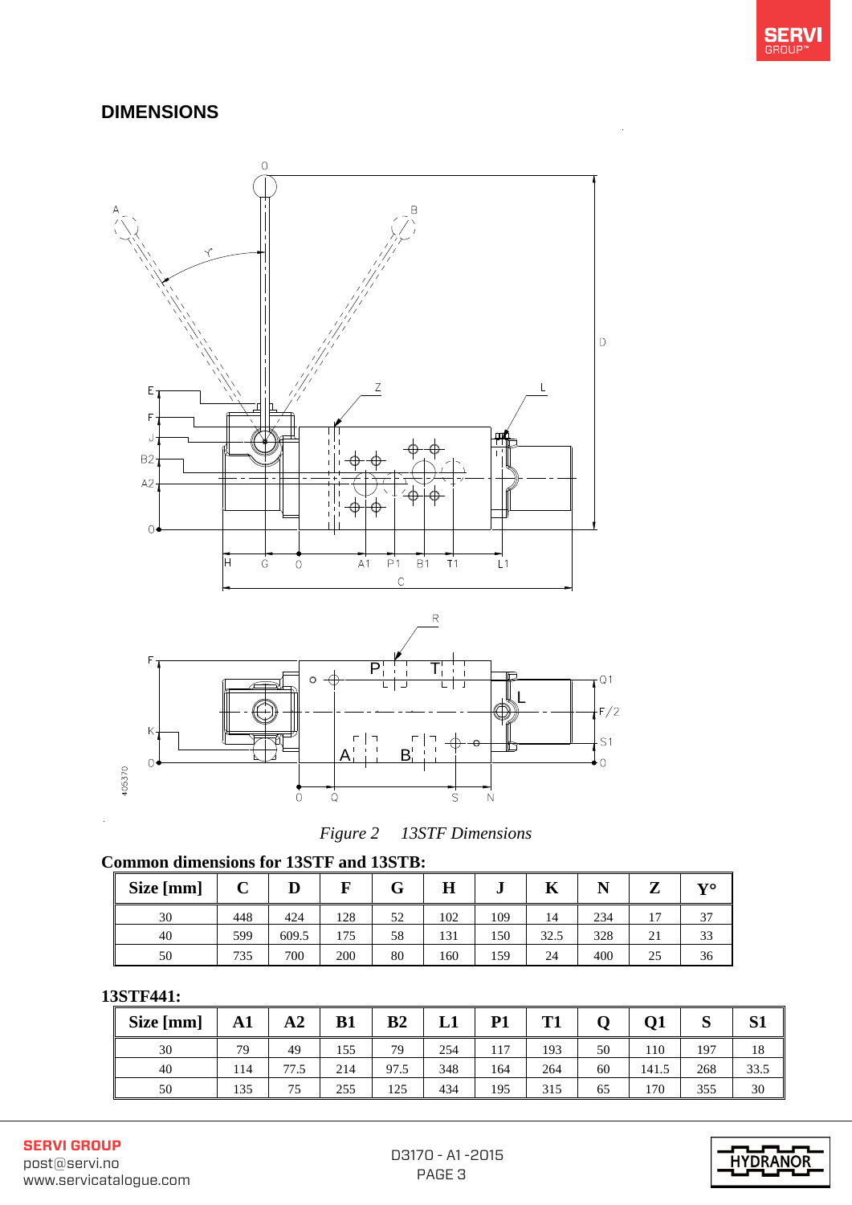## DIMENSIONS

*Figure 2 13STF Dimensions*

**Common dimensions for 13STF and 13STB:**

| Size [mm] | C | D | F | G | H | J | K | N | Z | Y° |
|---|---|---|---|---|---|---|---|---|---|---|
| 30 | 448 | 424 | 128 | 52 | 102 | 109 | 14 | 234 | 17 | 37 |
| 40 | 599 | 609.5 | 175 | 58 | 131 | 150 | 32.5 | 328 | 21 | 33 |
| 50 | 735 | 700 | 200 | 80 | 160 | 159 | 24 | 400 | 25 | 36 |

**13STF441:**

| Size [mm] | A1 | A2 | B1 | B2 | L1 | P1 | T1 | Q | Q1 | S | S1 |
|---|---|---|---|---|---|---|---|---|---|---|---|
| 30 | 79 | 49 | 155 | 79 | 254 | 117 | 193 | 50 | 110 | 197 | 18 |
| 40 | 114 | 77.5 | 214 | 97.5 | 348 | 164 | 264 | 60 | 141.5 | 268 | 33.5 |
| 50 | 135 | 75 | 255 | 125 | 434 | 195 | 315 | 65 | 170 | 355 | 30 |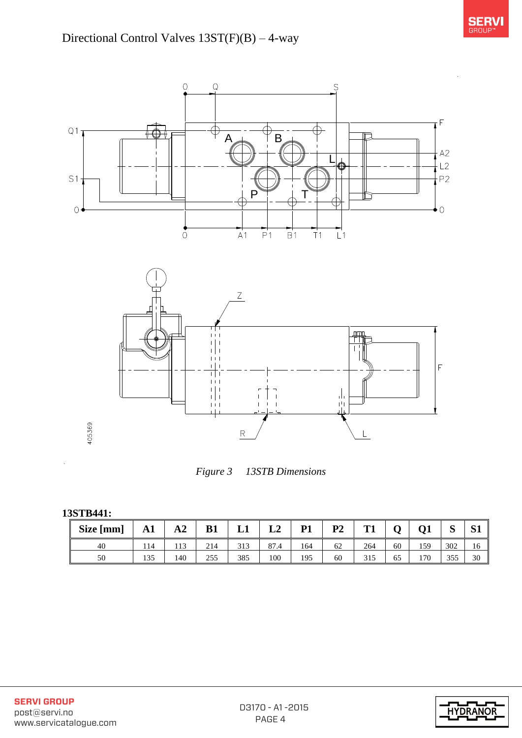Figure 3 13STB Dimensions

**13STB441:**

| Size [mm] | A1 | A2 | B1 | L1 | L2 | P1 | P2 | T1 | Q | Q1 | S | S1 |
|---|---|---|---|---|---|---|---|---|---|---|---|---|
| 40 | 114 | 113 | 214 | 313 | 87.4 | 164 | 62 | 264 | 60 | 159 | 302 | 16 |
| 50 | 135 | 140 | 255 | 385 | 100 | 195 | 60 | 315 | 65 | 170 | 355 | 30 |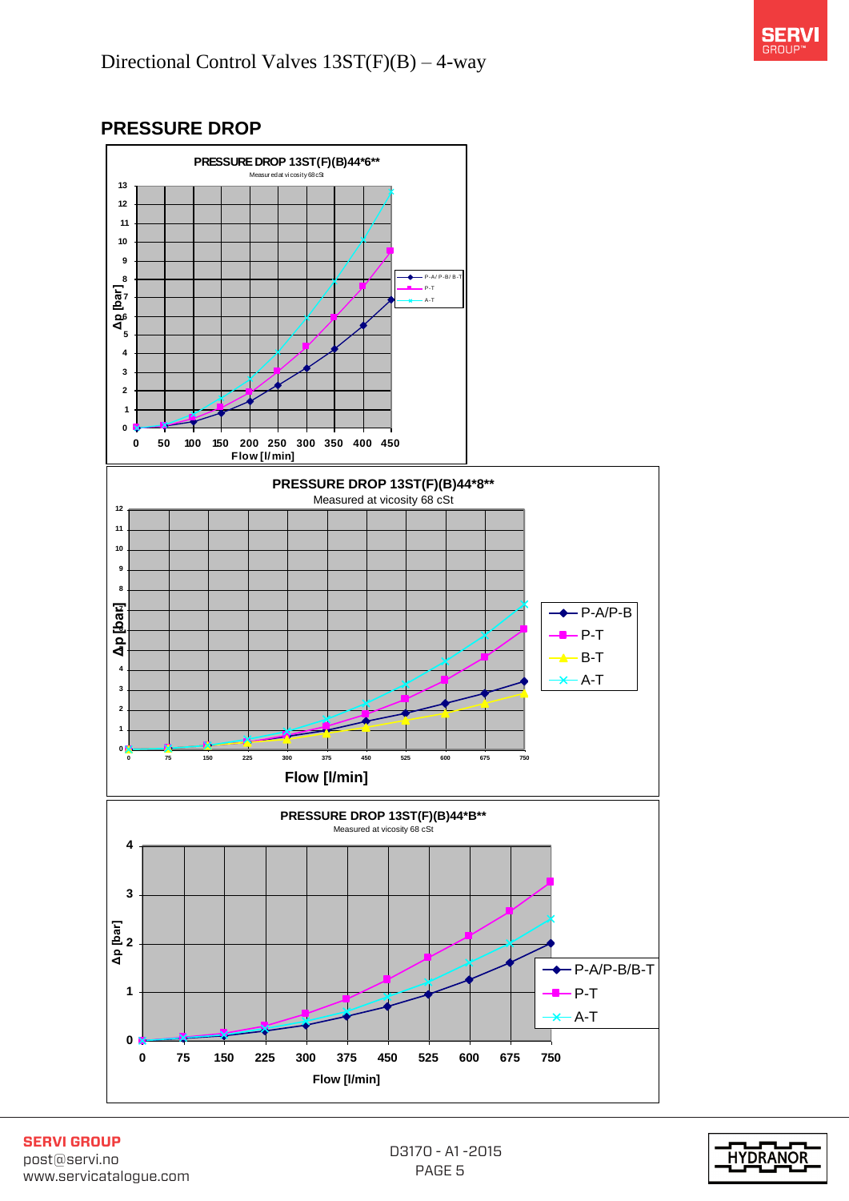# Directional Control Valves 13ST(F)(B) – 4-way

## PRESSURE DROP

**PRESSURE DROP 13ST(F)(B)44*6****

Measured at vicosity 68 cSt

Δp [bar] vs Flow [l/min]

Legend: P-A/P-B/B-T, P-T, A-T

**PRESSURE DROP 13ST(F)(B)44*8****

Measured at vicosity 68 cSt

Δp [bar] vs Flow [l/min]

Legend: P-A/P-B, P-T, B-T, A-T

**PRESSURE DROP 13ST(F)(B)44*B****

Measured at vicosity 68 cSt

Δp [bar] vs Flow [l/min]

Legend: P-A/P-B/B-T, P-T, A-T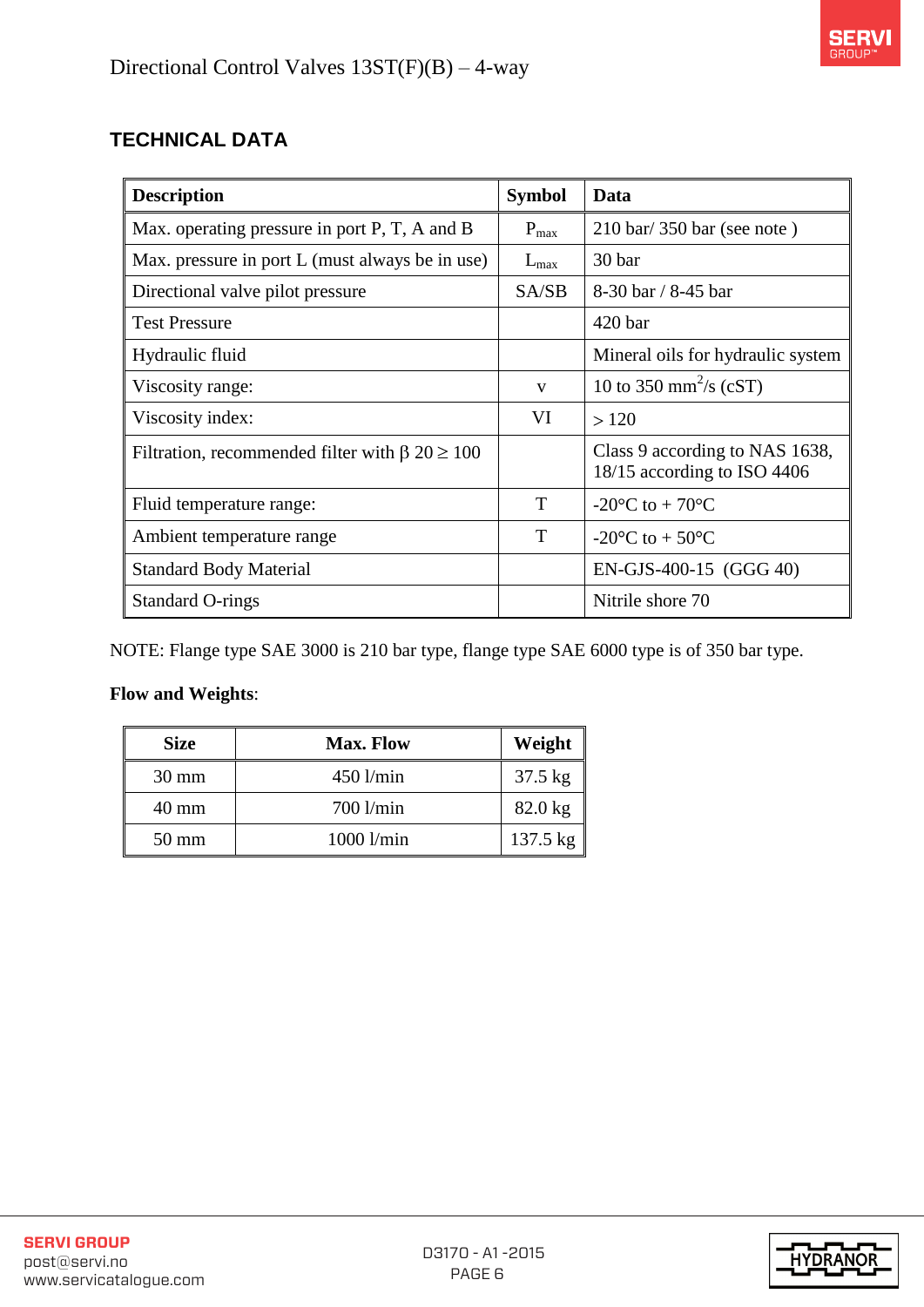## TECHNICAL DATA

| Description | Symbol | Data |
|---|---|---|
| Max. operating pressure in port P, T, A and B | $P_{max}$ | 210 bar/ 350 bar (see note ) |
| Max. pressure in port L (must always be in use) | $L_{max}$ | 30 bar |
| Directional valve pilot pressure | SA/SB | 8-30 bar / 8-45 bar |
| Test Pressure | | 420 bar |
| Hydraulic fluid | | Mineral oils for hydraulic system |
| Viscosity range: | v | 10 to 350 $mm^2/s$ (cST) |
| Viscosity index: | VI | > 120 |
| Filtration, recommended filter with β 20 ≥ 100 | | Class 9 according to NAS 1638, 18/15 according to ISO 4406 |
| Fluid temperature range: | T | -20°C to + 70°C |
| Ambient temperature range | T | -20°C to + 50°C |
| Standard Body Material | | EN-GJS-400-15 (GGG 40) |
| Standard O-rings | | Nitrile shore 70 |

NOTE: Flange type SAE 3000 is 210 bar type, flange type SAE 6000 type is of 350 bar type.

**Flow and Weights**:

| Size | Max. Flow | Weight |
|---|---|---|
| 30 mm | 450 l/min | 37.5 kg |
| 40 mm | 700 l/min | 82.0 kg |
| 50 mm | 1000 l/min | 137.5 kg |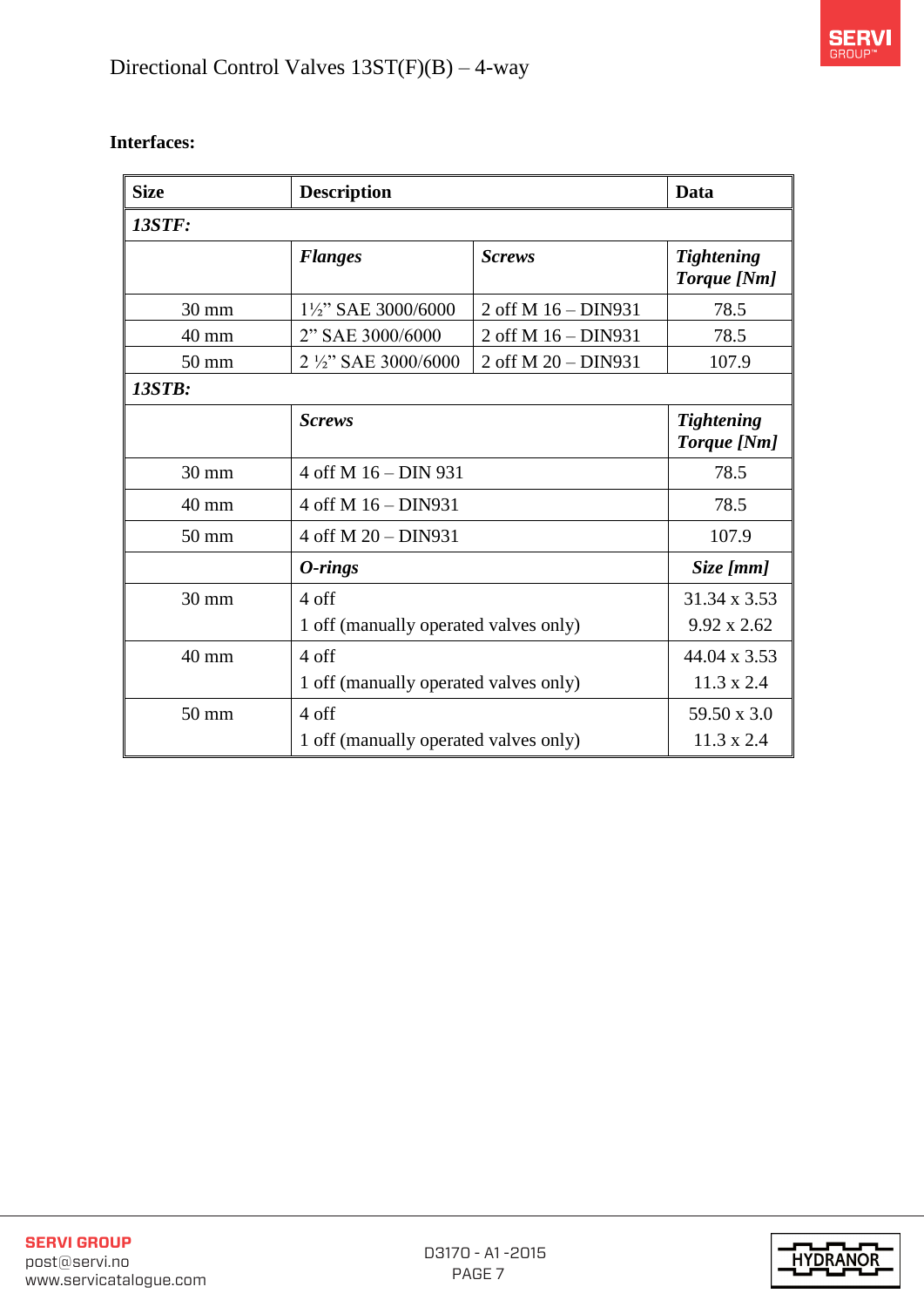**Interfaces:**

| Size | Description | | Data |
|---|---|---|---|
| ***13STF:*** | | | |
| | ***Flanges*** | ***Screws*** | ***Tightening Torque [Nm]*** |
| 30 mm | 1½" SAE 3000/6000 | 2 off M 16 – DIN931 | 78.5 |
| 40 mm | 2" SAE 3000/6000 | 2 off M 16 – DIN931 | 78.5 |
| 50 mm | 2 ½" SAE 3000/6000 | 2 off M 20 – DIN931 | 107.9 |
| ***13STB:*** | | | |
| | ***Screws*** | | ***Tightening Torque [Nm]*** |
| 30 mm | 4 off M 16 – DIN 931 | | 78.5 |
| 40 mm | 4 off M 16 – DIN931 | | 78.5 |
| 50 mm | 4 off M 20 – DIN931 | | 107.9 |
| | ***O-rings*** | | ***Size [mm]*** |
| 30 mm | 4 off<br>1 off (manually operated valves only) | | 31.34 x 3.53<br>9.92 x 2.62 |
| 40 mm | 4 off<br>1 off (manually operated valves only) | | 44.04 x 3.53<br>11.3 x 2.4 |
| 50 mm | 4 off<br>1 off (manually operated valves only) | | 59.50 x 3.0<br>11.3 x 2.4 |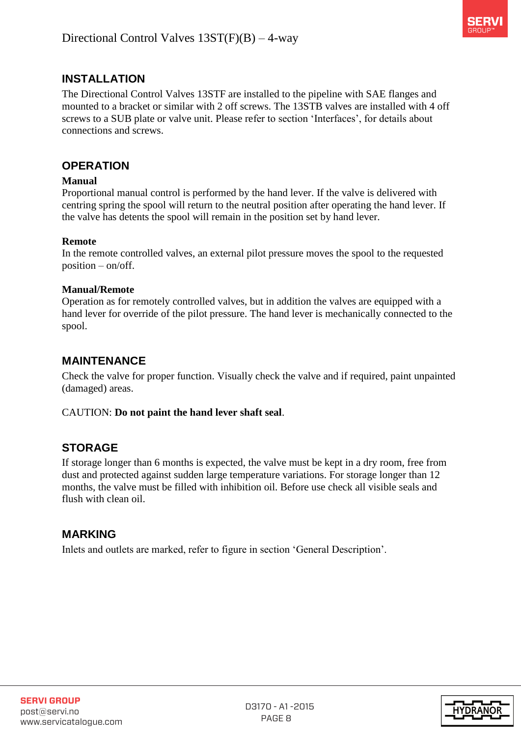## INSTALLATION

The Directional Control Valves 13STF are installed to the pipeline with SAE flanges and mounted to a bracket or similar with 2 off screws. The 13STB valves are installed with 4 off screws to a SUB plate or valve unit. Please refer to section 'Interfaces', for details about connections and screws.

## OPERATION

**Manual**
Proportional manual control is performed by the hand lever. If the valve is delivered with centring spring the spool will return to the neutral position after operating the hand lever. If the valve has detents the spool will remain in the position set by hand lever.

**Remote**
In the remote controlled valves, an external pilot pressure moves the spool to the requested position – on/off.

**Manual/Remote**
Operation as for remotely controlled valves, but in addition the valves are equipped with a hand lever for override of the pilot pressure. The hand lever is mechanically connected to the spool.

## MAINTENANCE

Check the valve for proper function. Visually check the valve and if required, paint unpainted (damaged) areas.

CAUTION: **Do not paint the hand lever shaft seal**.

## STORAGE

If storage longer than 6 months is expected, the valve must be kept in a dry room, free from dust and protected against sudden large temperature variations. For storage longer than 12 months, the valve must be filled with inhibition oil. Before use check all visible seals and flush with clean oil.

## MARKING

Inlets and outlets are marked, refer to figure in section 'General Description'.